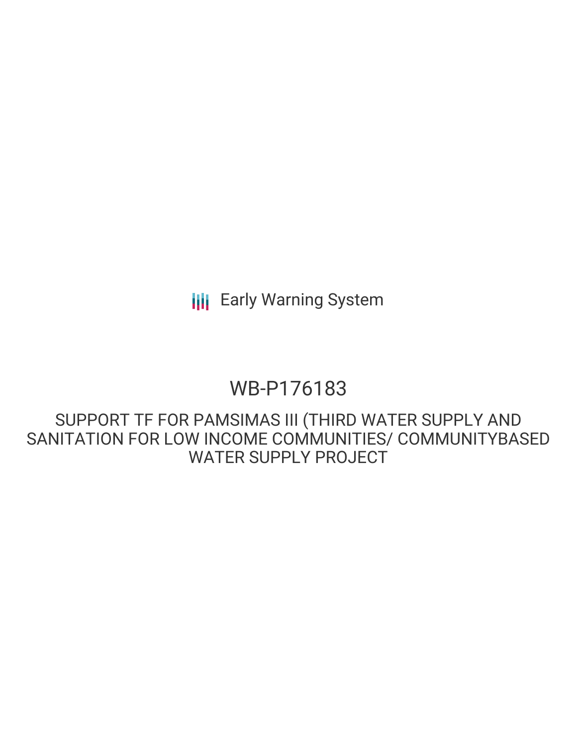Early Warning System

# WB-P176183

## SUPPORT TF FOR PAMSIMAS III (THIRD WATER SUPPLY AND SANITATION FOR LOW INCOME COMMUNITIES/ COMMUNITYBASED WATER SUPPLY PROJECT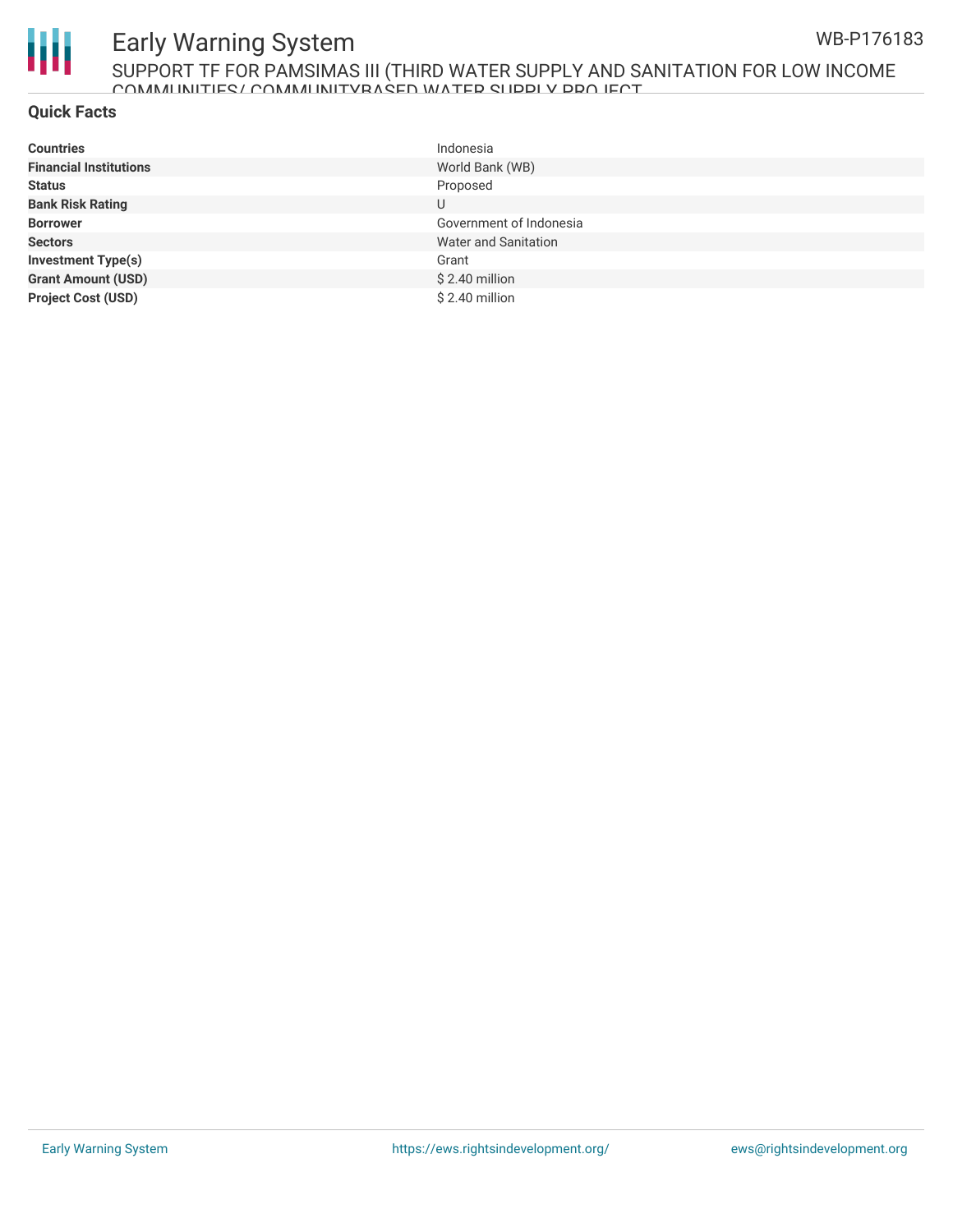## Quick Facts

| | |
|---|---|
| **Countries** | Indonesia |
| **Financial Institutions** | World Bank (WB) |
| **Status** | Proposed |
| **Bank Risk Rating** | U |
| **Borrower** | Government of Indonesia |
| **Sectors** | Water and Sanitation |
| **Investment Type(s)** | Grant |
| **Grant Amount (USD)** | $ 2.40 million |
| **Project Cost (USD)** | $ 2.40 million |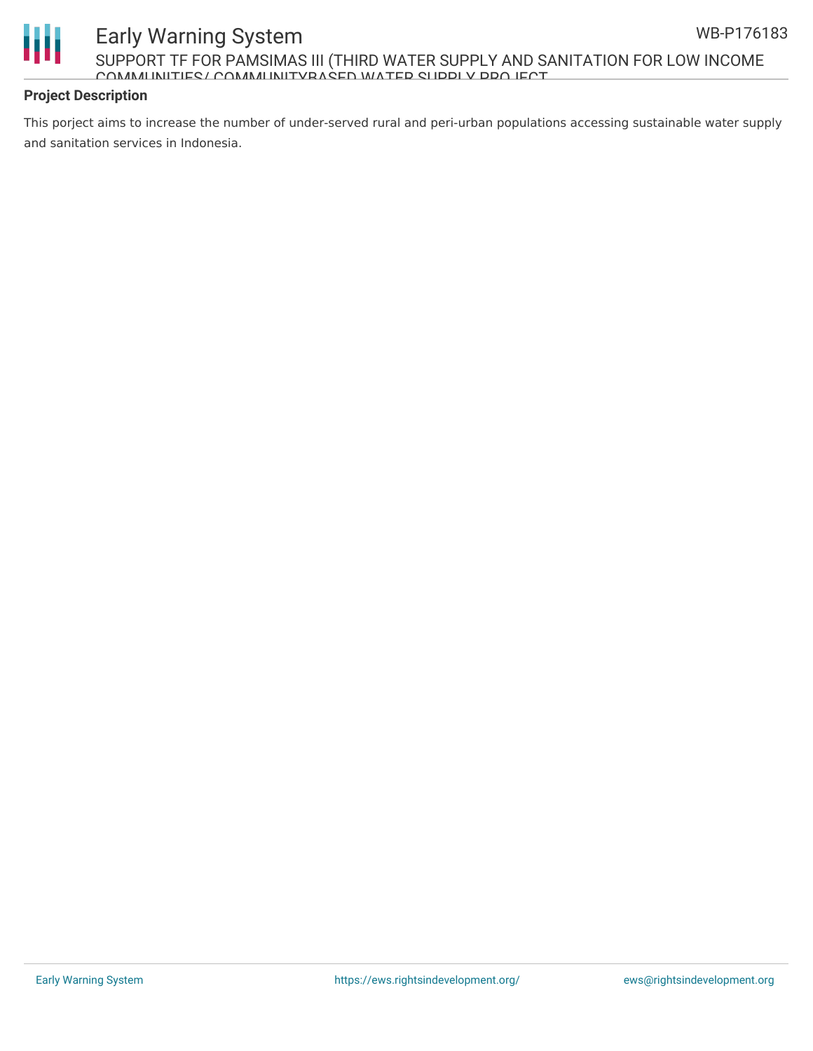**Project Description**

This porject aims to increase the number of under-served rural and peri-urban populations accessing sustainable water supply and sanitation services in Indonesia.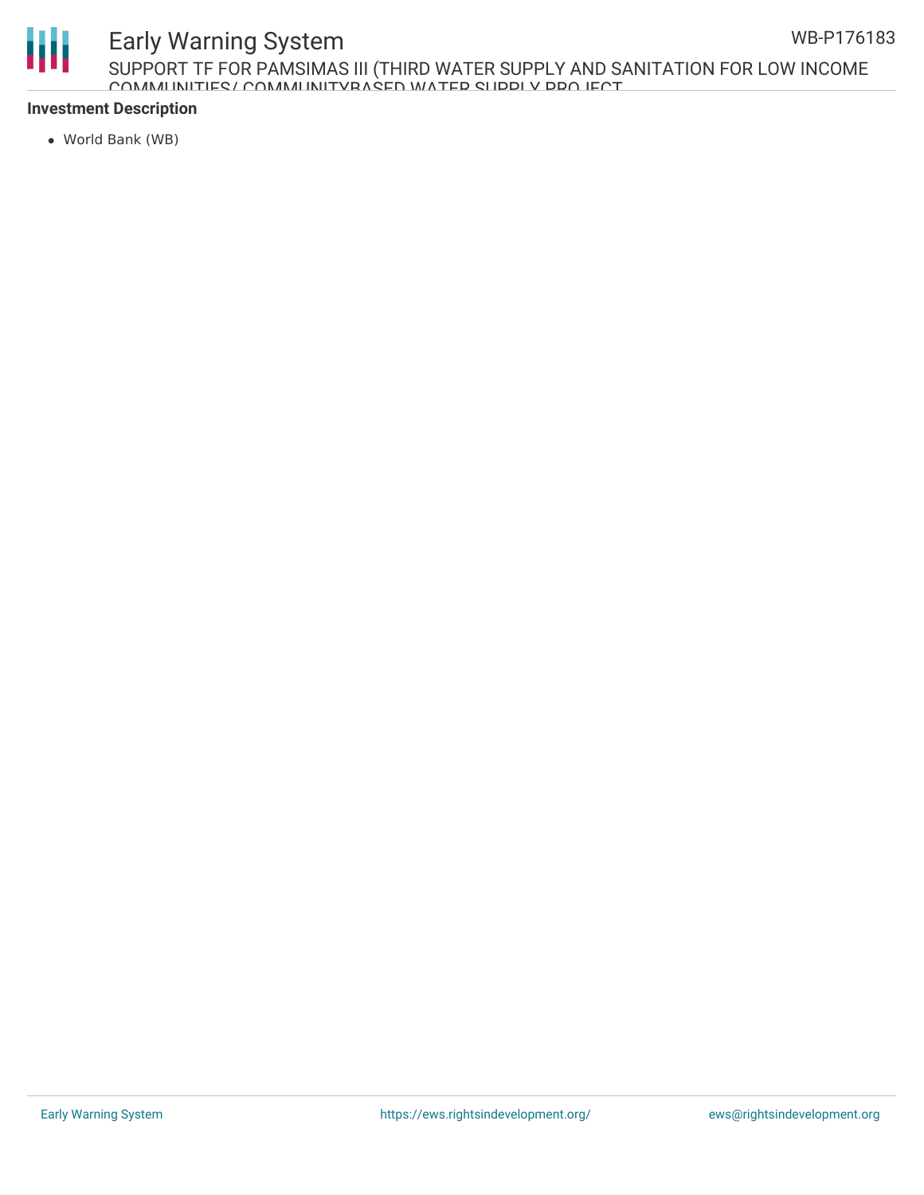**Investment Description**

- World Bank (WB)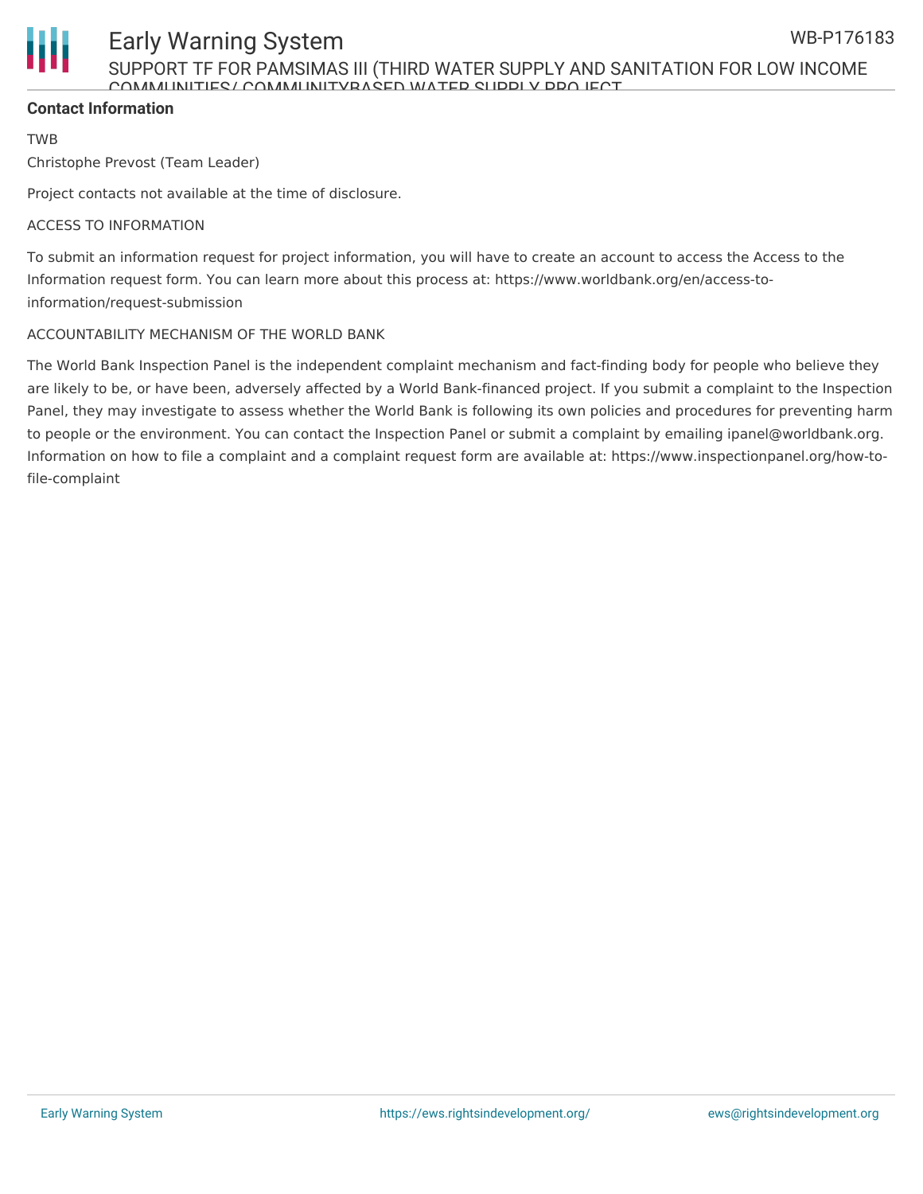**Contact Information**

TWB

Christophe Prevost (Team Leader)

Project contacts not available at the time of disclosure.

ACCESS TO INFORMATION

To submit an information request for project information, you will have to create an account to access the Access to the Information request form. You can learn more about this process at: https://www.worldbank.org/en/access-to-information/request-submission

ACCOUNTABILITY MECHANISM OF THE WORLD BANK

The World Bank Inspection Panel is the independent complaint mechanism and fact-finding body for people who believe they are likely to be, or have been, adversely affected by a World Bank-financed project. If you submit a complaint to the Inspection Panel, they may investigate to assess whether the World Bank is following its own policies and procedures for preventing harm to people or the environment. You can contact the Inspection Panel or submit a complaint by emailing ipanel@worldbank.org. Information on how to file a complaint and a complaint request form are available at: https://www.inspectionpanel.org/how-to-file-complaint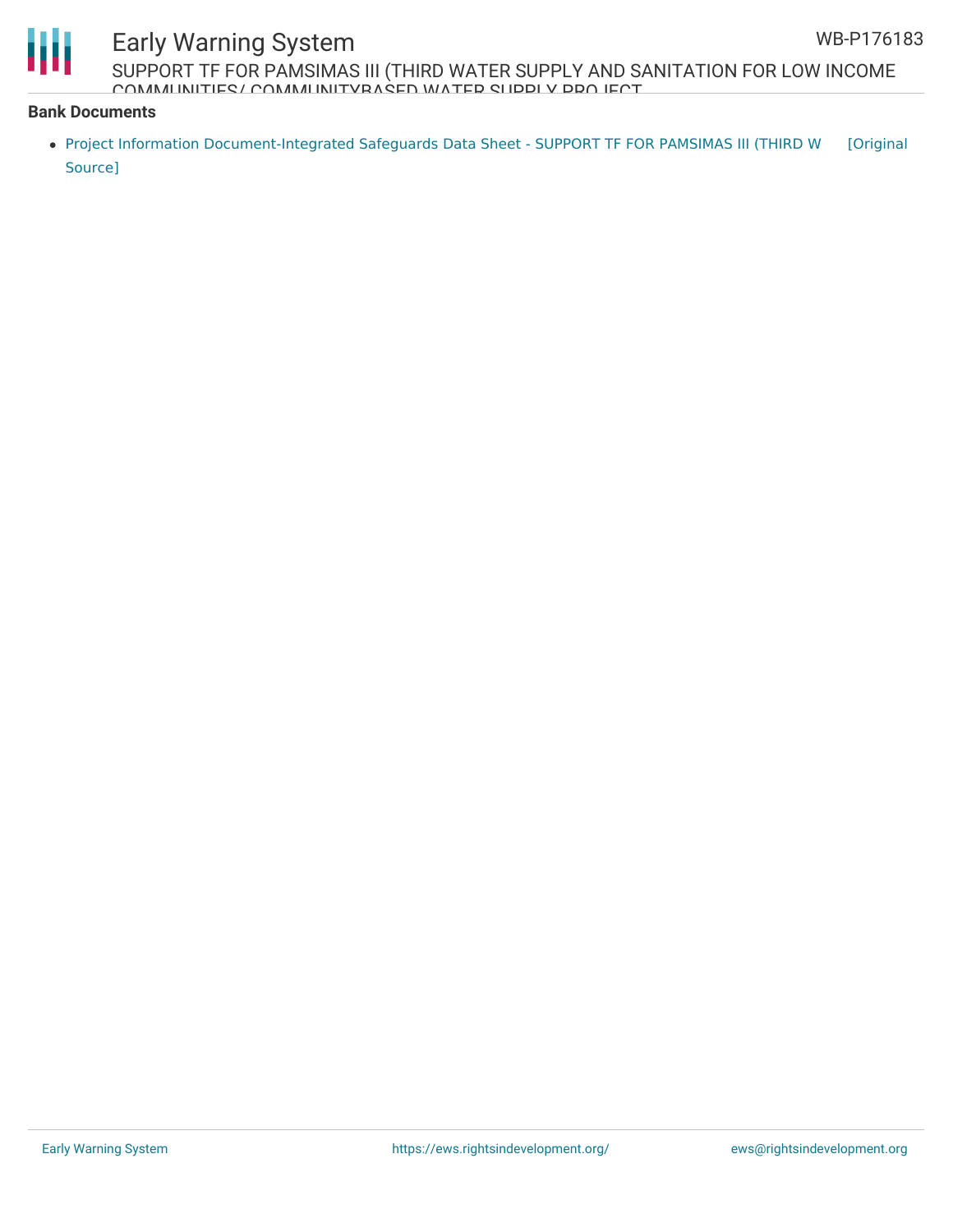**Bank Documents**

- Project Information Document-Integrated Safeguards Data Sheet - SUPPORT TF FOR PAMSIMAS III (THIRD W [Original Source]